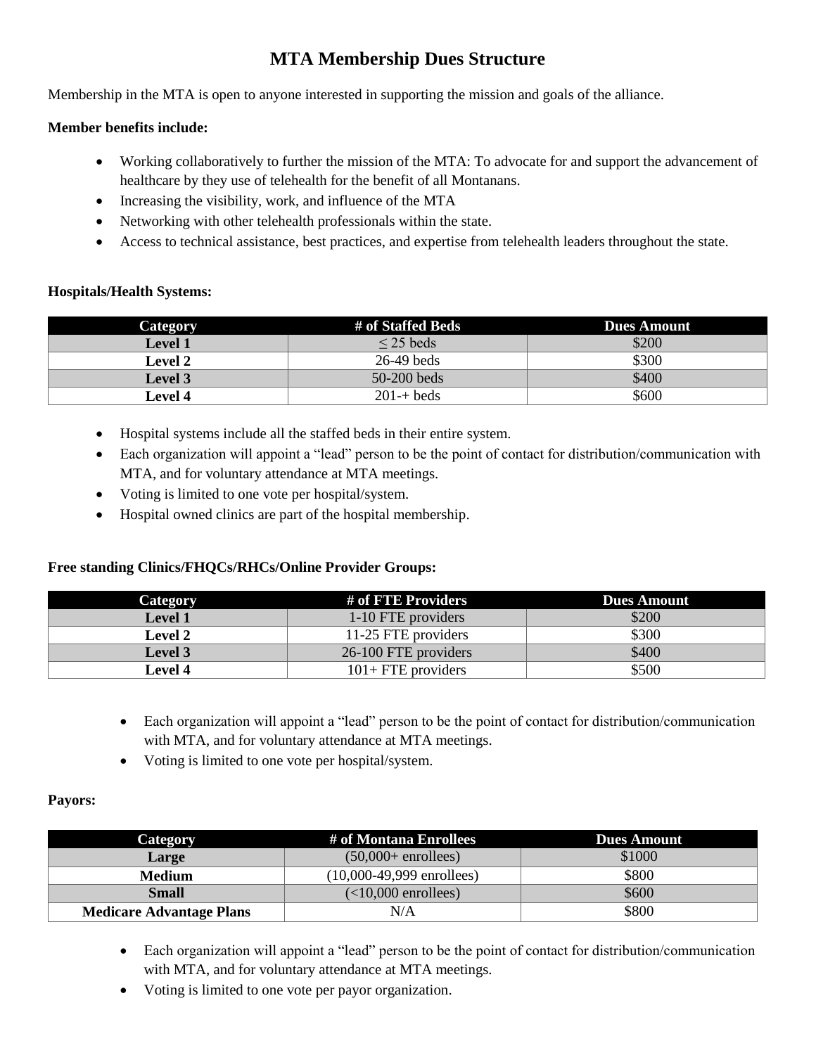# MTA Membership Dues Structure

Membership in the MTA is open to anyone interested in supporting the mission and goals of the alliance.

**Member benefits include:**

- Working collaboratively to further the mission of the MTA: To advocate for and support the advancement of healthcare by they use of telehealth for the benefit of all Montanans.
- Increasing the visibility, work, and influence of the MTA
- Networking with other telehealth professionals within the state.
- Access to technical assistance, best practices, and expertise from telehealth leaders throughout the state.

**Hospitals/Health Systems:**

| Category | # of Staffed Beds | Dues Amount |
|---|---|---|
| **Level 1** | ≤ 25 beds | $200 |
| **Level 2** | 26-49 beds | $300 |
| **Level 3** | 50-200 beds | $400 |
| **Level 4** | 201-+ beds | $600 |

- Hospital systems include all the staffed beds in their entire system.
- Each organization will appoint a "lead" person to be the point of contact for distribution/communication with MTA, and for voluntary attendance at MTA meetings.
- Voting is limited to one vote per hospital/system.
- Hospital owned clinics are part of the hospital membership.

**Free standing Clinics/FHQCs/RHCs/Online Provider Groups:**

| Category | # of FTE Providers | Dues Amount |
|---|---|---|
| **Level 1** | 1-10 FTE providers | $200 |
| **Level 2** | 11-25 FTE providers | $300 |
| **Level 3** | 26-100 FTE providers | $400 |
| **Level 4** | 101+ FTE providers | $500 |

- Each organization will appoint a "lead" person to be the point of contact for distribution/communication with MTA, and for voluntary attendance at MTA meetings.
- Voting is limited to one vote per hospital/system.

**Payors:**

| Category | # of Montana Enrollees | Dues Amount |
|---|---|---|
| **Large** | (50,000+ enrollees) | $1000 |
| **Medium** | (10,000-49,999 enrollees) | $800 |
| **Small** | (<10,000 enrollees) | $600 |
| **Medicare Advantage Plans** | N/A | $800 |

- Each organization will appoint a "lead" person to be the point of contact for distribution/communication with MTA, and for voluntary attendance at MTA meetings.
- Voting is limited to one vote per payor organization.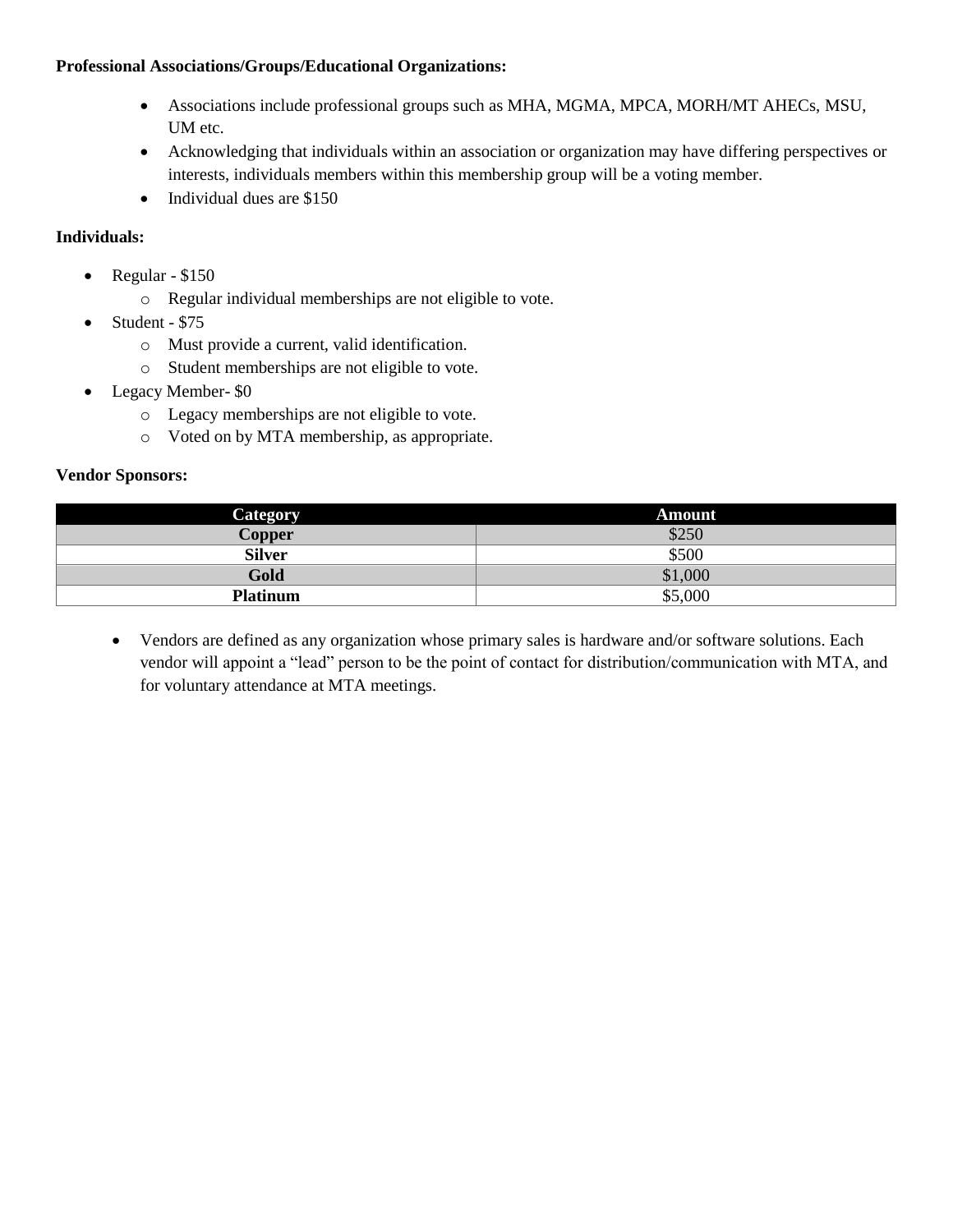**Professional Associations/Groups/Educational Organizations:**

- Associations include professional groups such as MHA, MGMA, MPCA, MORH/MT AHECs, MSU, UM etc.
- Acknowledging that individuals within an association or organization may have differing perspectives or interests, individuals members within this membership group will be a voting member.
- Individual dues are $150

**Individuals:**

- Regular - $150
  - Regular individual memberships are not eligible to vote.
- Student - $75
  - Must provide a current, valid identification.
  - Student memberships are not eligible to vote.
- Legacy Member- $0
  - Legacy memberships are not eligible to vote.
  - Voted on by MTA membership, as appropriate.

**Vendor Sponsors:**

| Category | Amount |
|---|---|
| **Copper** | $250 |
| **Silver** | $500 |
| **Gold** | $1,000 |
| **Platinum** | $5,000 |

- Vendors are defined as any organization whose primary sales is hardware and/or software solutions. Each vendor will appoint a "lead" person to be the point of contact for distribution/communication with MTA, and for voluntary attendance at MTA meetings.